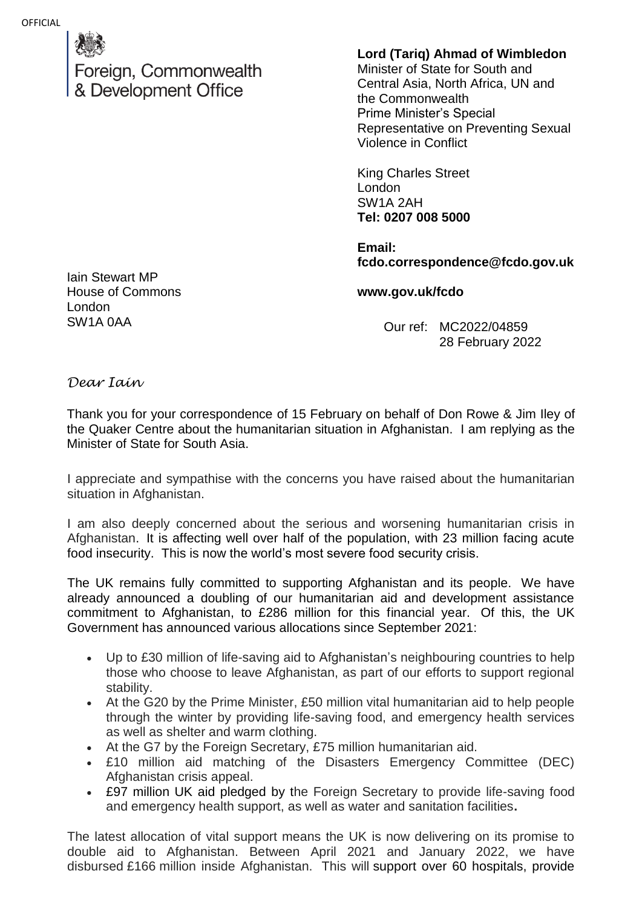OFFICIAL

Foreign, Commonwealth & Development Office

**Lord (Tariq) Ahmad of Wimbledon**
Minister of State for South and Central Asia, North Africa, UN and the Commonwealth
Prime Minister's Special Representative on Preventing Sexual Violence in Conflict

King Charles Street
London
SW1A 2AH
**Tel: 0207 008 5000**

**Email:**
**fcdo.correspondence@fcdo.gov.uk**

**www.gov.uk/fcdo**

Iain Stewart MP
House of Commons
London
SW1A 0AA

Our ref: MC2022/04859
28 February 2022

*Dear Iain*

Thank you for your correspondence of 15 February on behalf of Don Rowe & Jim Iley of the Quaker Centre about the humanitarian situation in Afghanistan. I am replying as the Minister of State for South Asia.

I appreciate and sympathise with the concerns you have raised about the humanitarian situation in Afghanistan.

I am also deeply concerned about the serious and worsening humanitarian crisis in Afghanistan. It is affecting well over half of the population, with 23 million facing acute food insecurity. This is now the world's most severe food security crisis.

The UK remains fully committed to supporting Afghanistan and its people. We have already announced a doubling of our humanitarian aid and development assistance commitment to Afghanistan, to £286 million for this financial year. Of this, the UK Government has announced various allocations since September 2021:

- Up to £30 million of life-saving aid to Afghanistan's neighbouring countries to help those who choose to leave Afghanistan, as part of our efforts to support regional stability.
- At the G20 by the Prime Minister, £50 million vital humanitarian aid to help people through the winter by providing life-saving food, and emergency health services as well as shelter and warm clothing.
- At the G7 by the Foreign Secretary, £75 million humanitarian aid.
- £10 million aid matching of the Disasters Emergency Committee (DEC) Afghanistan crisis appeal.
- £97 million UK aid pledged by the Foreign Secretary to provide life-saving food and emergency health support, as well as water and sanitation facilities.

The latest allocation of vital support means the UK is now delivering on its promise to double aid to Afghanistan. Between April 2021 and January 2022, we have disbursed £166 million inside Afghanistan. This will support over 60 hospitals, provide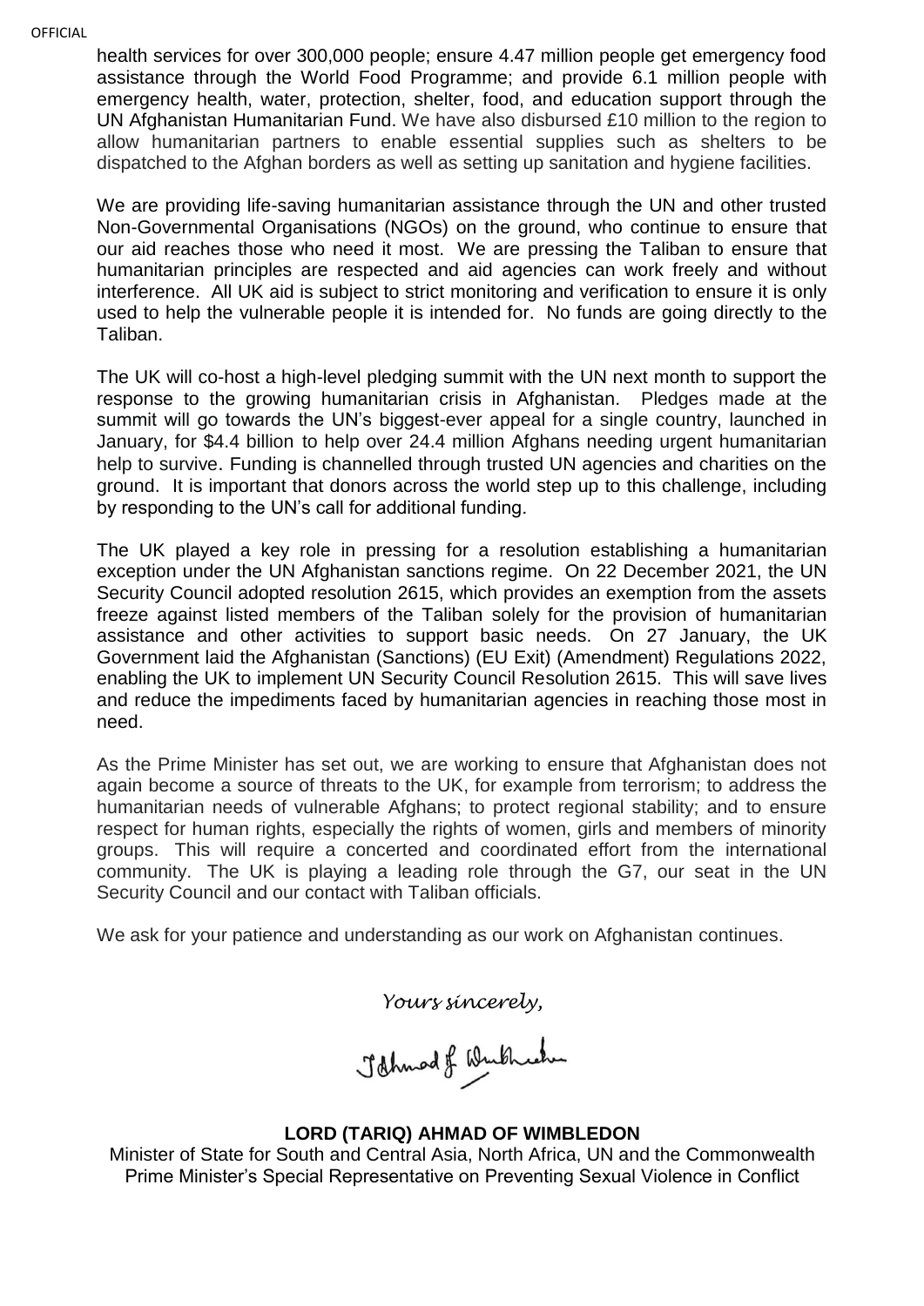health services for over 300,000 people; ensure 4.47 million people get emergency food assistance through the World Food Programme; and provide 6.1 million people with emergency health, water, protection, shelter, food, and education support through the UN Afghanistan Humanitarian Fund. We have also disbursed £10 million to the region to allow humanitarian partners to enable essential supplies such as shelters to be dispatched to the Afghan borders as well as setting up sanitation and hygiene facilities.

We are providing life-saving humanitarian assistance through the UN and other trusted Non-Governmental Organisations (NGOs) on the ground, who continue to ensure that our aid reaches those who need it most. We are pressing the Taliban to ensure that humanitarian principles are respected and aid agencies can work freely and without interference. All UK aid is subject to strict monitoring and verification to ensure it is only used to help the vulnerable people it is intended for. No funds are going directly to the Taliban.

The UK will co-host a high-level pledging summit with the UN next month to support the response to the growing humanitarian crisis in Afghanistan. Pledges made at the summit will go towards the UN's biggest-ever appeal for a single country, launched in January, for \$4.4 billion to help over 24.4 million Afghans needing urgent humanitarian help to survive. Funding is channelled through trusted UN agencies and charities on the ground. It is important that donors across the world step up to this challenge, including by responding to the UN's call for additional funding.

The UK played a key role in pressing for a resolution establishing a humanitarian exception under the UN Afghanistan sanctions regime. On 22 December 2021, the UN Security Council adopted resolution 2615, which provides an exemption from the assets freeze against listed members of the Taliban solely for the provision of humanitarian assistance and other activities to support basic needs. On 27 January, the UK Government laid the Afghanistan (Sanctions) (EU Exit) (Amendment) Regulations 2022, enabling the UK to implement UN Security Council Resolution 2615. This will save lives and reduce the impediments faced by humanitarian agencies in reaching those most in need.

As the Prime Minister has set out, we are working to ensure that Afghanistan does not again become a source of threats to the UK, for example from terrorism; to address the humanitarian needs of vulnerable Afghans; to protect regional stability; and to ensure respect for human rights, especially the rights of women, girls and members of minority groups. This will require a concerted and coordinated effort from the international community. The UK is playing a leading role through the G7, our seat in the UN Security Council and our contact with Taliban officials.

We ask for your patience and understanding as our work on Afghanistan continues.

*Yours sincerely,*

**LORD (TARIQ) AHMAD OF WIMBLEDON**

Minister of State for South and Central Asia, North Africa, UN and the Commonwealth
Prime Minister's Special Representative on Preventing Sexual Violence in Conflict